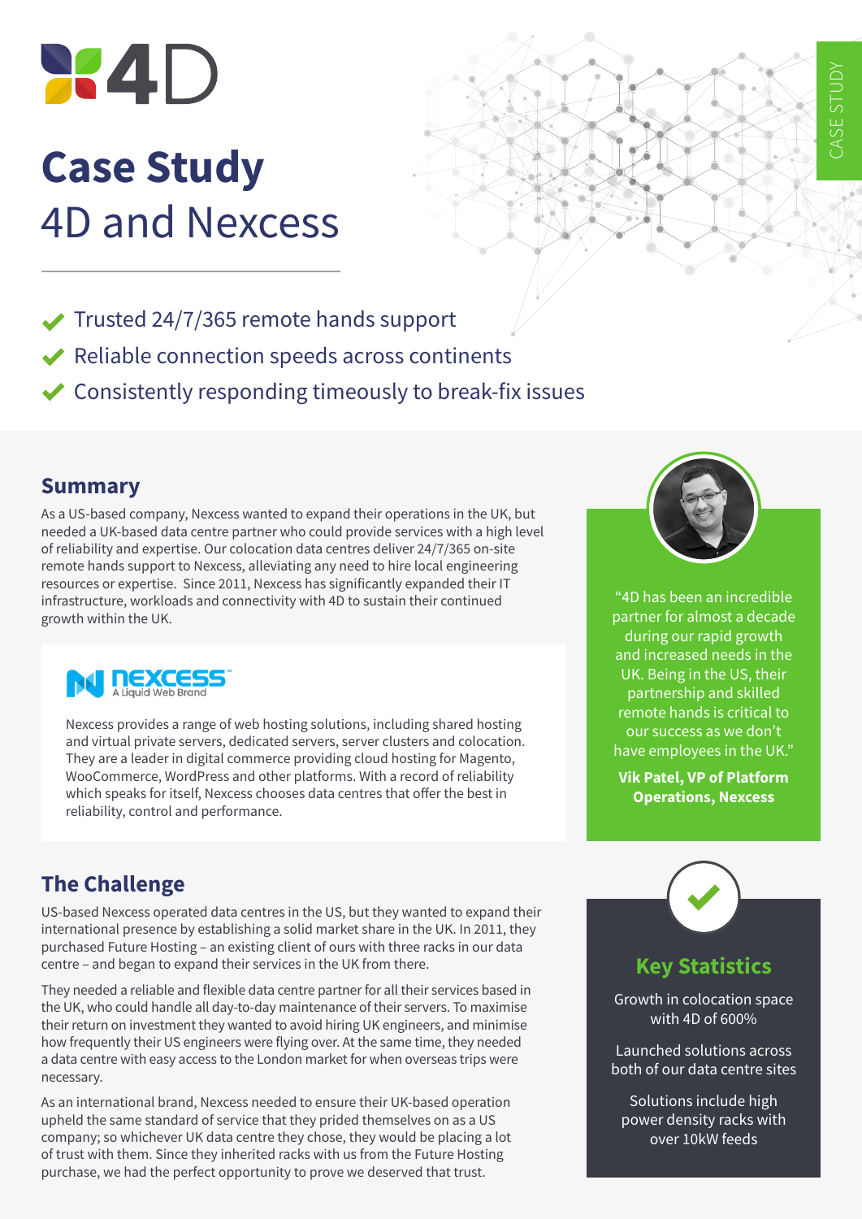# Case Study

## 4D and Nexcess

- ✔ Trusted 24/7/365 remote hands support
- ✔ Reliable connection speeds across continents
- ✔ Consistently responding timeously to break-fix issues

## Summary

As a US-based company, Nexcess wanted to expand their operations in the UK, but needed a UK-based data centre partner who could provide services with a high level of reliability and expertise. Our colocation data centres deliver 24/7/365 on-site remote hands support to Nexcess, alleviating any need to hire local engineering resources or expertise. Since 2011, Nexcess has significantly expanded their IT infrastructure, workloads and connectivity with 4D to sustain their continued growth within the UK.

**nexcess** – A Liquid Web Brand

Nexcess provides a range of web hosting solutions, including shared hosting and virtual private servers, dedicated servers, server clusters and colocation. They are a leader in digital commerce providing cloud hosting for Magento, WooCommerce, WordPress and other platforms. With a record of reliability which speaks for itself, Nexcess chooses data centres that offer the best in reliability, control and performance.

"4D has been an incredible partner for almost a decade during our rapid growth and increased needs in the UK. Being in the US, their partnership and skilled remote hands is critical to our success as we don't have employees in the UK."

**Vik Patel, VP of Platform Operations, Nexcess**

## The Challenge

US-based Nexcess operated data centres in the US, but they wanted to expand their international presence by establishing a solid market share in the UK. In 2011, they purchased Future Hosting – an existing client of ours with three racks in our data centre – and began to expand their services in the UK from there.

They needed a reliable and flexible data centre partner for all their services based in the UK, who could handle all day-to-day maintenance of their servers. To maximise their return on investment they wanted to avoid hiring UK engineers, and minimise how frequently their US engineers were flying over. At the same time, they needed a data centre with easy access to the London market for when overseas trips were necessary.

As an international brand, Nexcess needed to ensure their UK-based operation upheld the same standard of service that they prided themselves on as a US company; so whichever UK data centre they chose, they would be placing a lot of trust with them. Since they inherited racks with us from the Future Hosting purchase, we had the perfect opportunity to prove we deserved that trust.

## Key Statistics

Growth in colocation space with 4D of 600%

Launched solutions across both of our data centre sites

Solutions include high power density racks with over 10kW feeds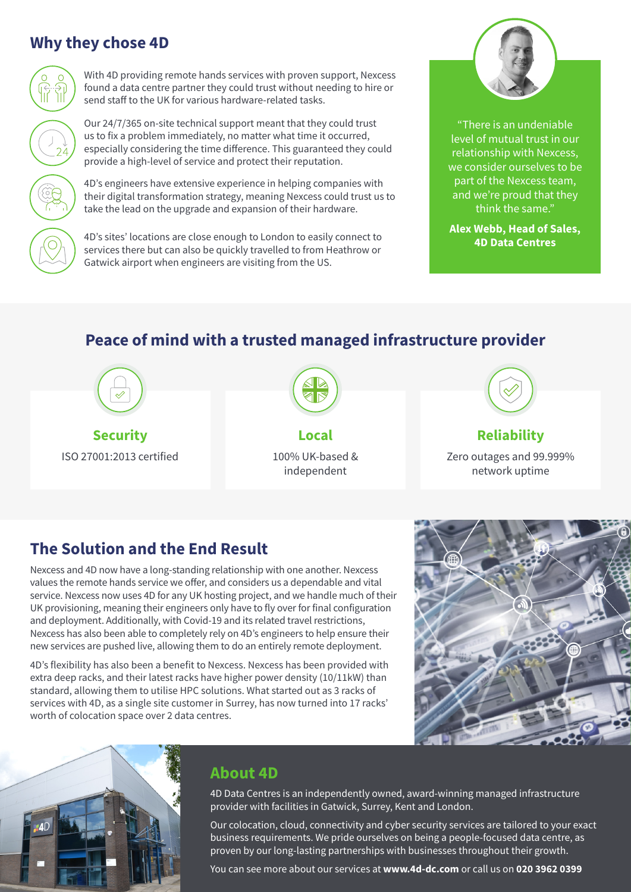## Why they chose 4D

With 4D providing remote hands services with proven support, Nexcess found a data centre partner they could trust without needing to hire or send staff to the UK for various hardware-related tasks.

Our 24/7/365 on-site technical support meant that they could trust us to fix a problem immediately, no matter what time it occurred, especially considering the time difference. This guaranteed they could provide a high-level of service and protect their reputation.

4D's engineers have extensive experience in helping companies with their digital transformation strategy, meaning Nexcess could trust us to take the lead on the upgrade and expansion of their hardware.

4D's sites' locations are close enough to London to easily connect to services there but can also be quickly travelled to from Heathrow or Gatwick airport when engineers are visiting from the US.

"There is an undeniable level of mutual trust in our relationship with Nexcess, we consider ourselves to be part of the Nexcess team, and we're proud that they think the same."

**Alex Webb, Head of Sales, 4D Data Centres**

## Peace of mind with a trusted managed infrastructure provider

### Security

ISO 27001:2013 certified

### Local

100% UK-based & independent

### Reliability

Zero outages and 99.999% network uptime

## The Solution and the End Result

Nexcess and 4D now have a long-standing relationship with one another. Nexcess values the remote hands service we offer, and considers us a dependable and vital service. Nexcess now uses 4D for any UK hosting project, and we handle much of their UK provisioning, meaning their engineers only have to fly over for final configuration and deployment. Additionally, with Covid-19 and its related travel restrictions, Nexcess has also been able to completely rely on 4D's engineers to help ensure their new services are pushed live, allowing them to do an entirely remote deployment.

4D's flexibility has also been a benefit to Nexcess. Nexcess has been provided with extra deep racks, and their latest racks have higher power density (10/11kW) than standard, allowing them to utilise HPC solutions. What started out as 3 racks of services with 4D, as a single site customer in Surrey, has now turned into 17 racks' worth of colocation space over 2 data centres.

## About 4D

4D Data Centres is an independently owned, award-winning managed infrastructure provider with facilities in Gatwick, Surrey, Kent and London.

Our colocation, cloud, connectivity and cyber security services are tailored to your exact business requirements. We pride ourselves on being a people-focused data centre, as proven by our long-lasting partnerships with businesses throughout their growth.

You can see more about our services at **www.4d-dc.com** or call us on **020 3962 0399**